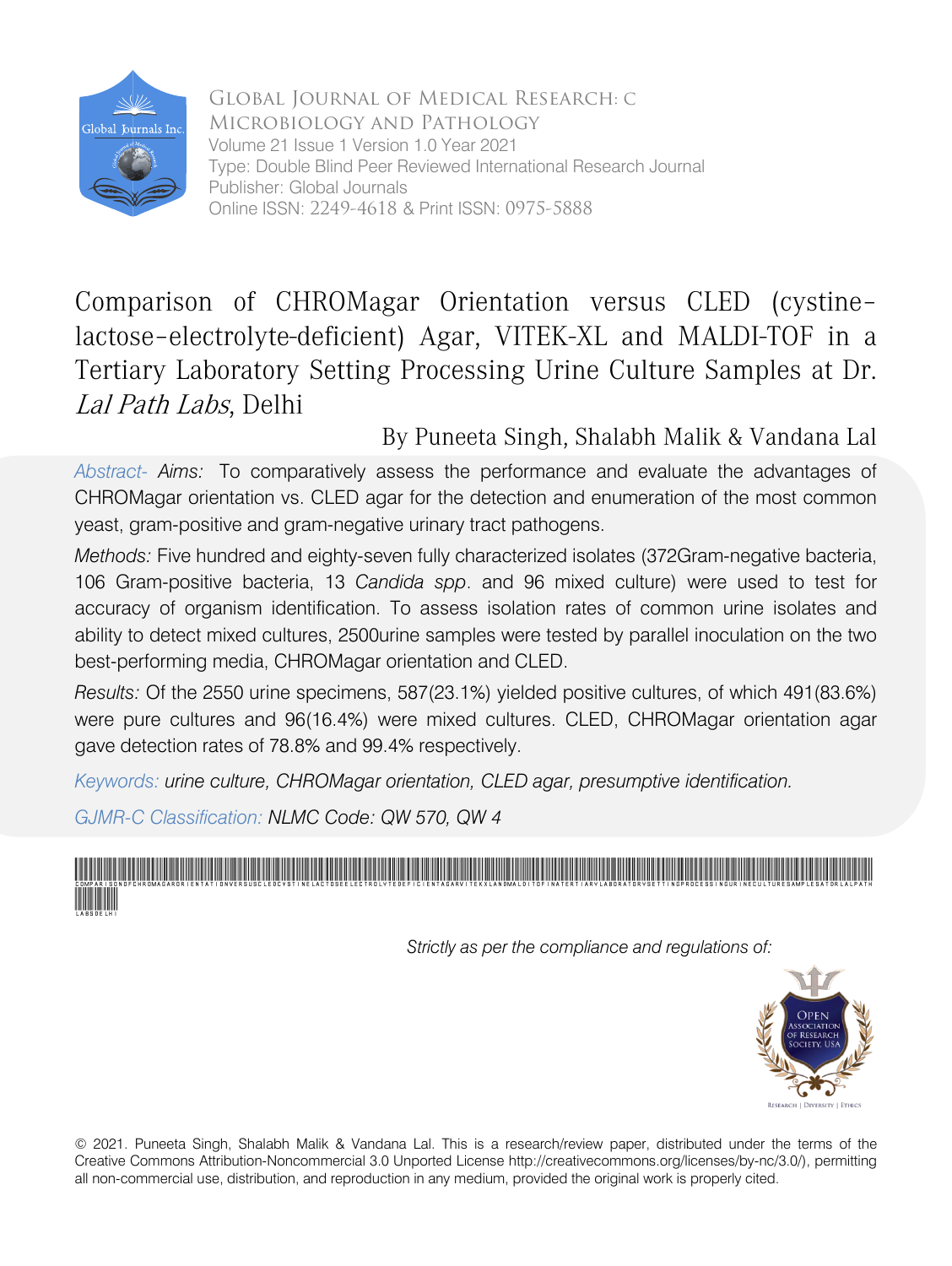Global Journal of Medical Research: C
Microbiology and Pathology
Volume 21 Issue 1 Version 1.0 Year 2021
Type: Double Blind Peer Reviewed International Research Journal
Publisher: Global Journals
Online ISSN: 2249-4618 & Print ISSN: 0975-5888

# Comparison of CHROMagar Orientation versus CLED (cystine-lactose-electrolyte-deficient) Agar, VITEK-XL and MALDI-TOF in a Tertiary Laboratory Setting Processing Urine Culture Samples at Dr. *Lal Path Labs*, Delhi

By Puneeta Singh, Shalabh Malik & Vandana Lal

*Abstract- Aims:* To comparatively assess the performance and evaluate the advantages of CHROMagar orientation vs. CLED agar for the detection and enumeration of the most common yeast, gram-positive and gram-negative urinary tract pathogens.

*Methods:* Five hundred and eighty-seven fully characterized isolates (372Gram-negative bacteria, 106 Gram-positive bacteria, 13 *Candida spp*. and 96 mixed culture) were used to test for accuracy of organism identification. To assess isolation rates of common urine isolates and ability to detect mixed cultures, 2500urine samples were tested by parallel inoculation on the two best-performing media, CHROMagar orientation and CLED.

*Results:* Of the 2550 urine specimens, 587(23.1%) yielded positive cultures, of which 491(83.6%) were pure cultures and 96(16.4%) were mixed cultures. CLED, CHROMagar orientation agar gave detection rates of 78.8% and 99.4% respectively.

*Keywords: urine culture, CHROMagar orientation, CLED agar, presumptive identification.*

*GJMR-C Classification: NLMC Code: QW 570, QW 4*

*Strictly as per the compliance and regulations of:*

© 2021. Puneeta Singh, Shalabh Malik & Vandana Lal. This is a research/review paper, distributed under the terms of the Creative Commons Attribution-Noncommercial 3.0 Unported License http://creativecommons.org/licenses/by-nc/3.0/), permitting all non-commercial use, distribution, and reproduction in any medium, provided the original work is properly cited.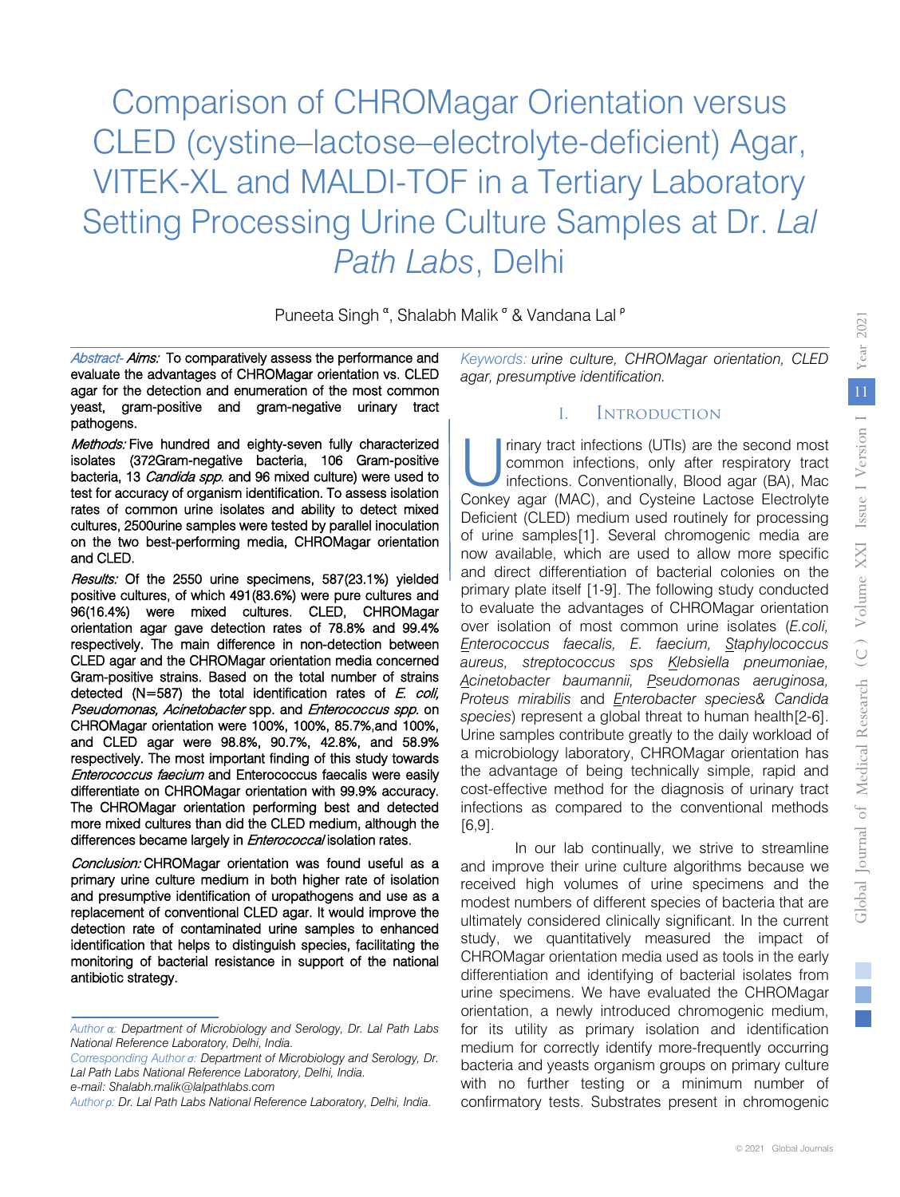# Comparison of CHROMagar Orientation versus CLED (cystine–lactose–electrolyte-deficient) Agar, VITEK-XL and MALDI-TOF in a Tertiary Laboratory Setting Processing Urine Culture Samples at Dr. *Lal Path Labs*, Delhi

Puneeta Singh [α], Shalabh Malik [σ] & Vandana Lal [ρ]

*Abstract- Aims:* To comparatively assess the performance and evaluate the advantages of CHROMagar orientation vs. CLED agar for the detection and enumeration of the most common yeast, gram-positive and gram-negative urinary tract pathogens.

*Methods:* Five hundred and eighty-seven fully characterized isolates (372Gram-negative bacteria, 106 Gram-positive bacteria, 13 *Candida spp.* and 96 mixed culture) were used to test for accuracy of organism identification. To assess isolation rates of common urine isolates and ability to detect mixed cultures, 2500urine samples were tested by parallel inoculation on the two best-performing media, CHROMagar orientation and CLED.

*Results:* Of the 2550 urine specimens, 587(23.1%) yielded positive cultures, of which 491(83.6%) were pure cultures and 96(16.4%) were mixed cultures. CLED, CHROMagar orientation agar gave detection rates of 78.8% and 99.4% respectively. The main difference in non-detection between CLED agar and the CHROMagar orientation media concerned Gram-positive strains. Based on the total number of strains detected (N=587) the total identification rates of *E. coli, Pseudomonas, Acinetobacter* spp. and *Enterococcus spp.* on CHROMagar orientation were 100%, 100%, 85.7%,and 100%, and CLED agar were 98.8%, 90.7%, 42.8%, and 58.9% respectively. The most important finding of this study towards *Enterococcus faecium* and Enterococcus faecalis were easily differentiate on CHROMagar orientation with 99.9% accuracy. The CHROMagar orientation performing best and detected more mixed cultures than did the CLED medium, although the differences became largely in *Enterococcal* isolation rates.

*Conclusion:* CHROMagar orientation was found useful as a primary urine culture medium in both higher rate of isolation and presumptive identification of uropathogens and use as a replacement of conventional CLED agar. It would improve the detection rate of contaminated urine samples to enhanced identification that helps to distinguish species, facilitating the monitoring of bacterial resistance in support of the national antibiotic strategy.

*Keywords: urine culture, CHROMagar orientation, CLED agar, presumptive identification.*

## I. Introduction

Urinary tract infections (UTIs) are the second most common infections, only after respiratory tract infections. Conventionally, Blood agar (BA), Mac Conkey agar (MAC), and Cysteine Lactose Electrolyte Deficient (CLED) medium used routinely for processing of urine samples[1]. Several chromogenic media are now available, which are used to allow more specific and direct differentiation of bacterial colonies on the primary plate itself [1-9]. The following study conducted to evaluate the advantages of CHROMagar orientation over isolation of most common urine isolates (*E.coli, Enterococcus faecalis, E. faecium, Staphylococcus aureus, streptococcus sps Klebsiella pneumoniae, Acinetobacter baumannii, Pseudomonas aeruginosa, Proteus mirabilis* and *Enterobacter species& Candida species*) represent a global threat to human health[2-6]. Urine samples contribute greatly to the daily workload of a microbiology laboratory, CHROMagar orientation has the advantage of being technically simple, rapid and cost-effective method for the diagnosis of urinary tract infections as compared to the conventional methods [6,9].

In our lab continually, we strive to streamline and improve their urine culture algorithms because we received high volumes of urine specimens and the modest numbers of different species of bacteria that are ultimately considered clinically significant. In the current study, we quantitatively measured the impact of CHROMagar orientation media used as tools in the early differentiation and identifying of bacterial isolates from urine specimens. We have evaluated the CHROMagar orientation, a newly introduced chromogenic medium, for its utility as primary isolation and identification medium for correctly identify more-frequently occurring bacteria and yeasts organism groups on primary culture with no further testing or a minimum number of confirmatory tests. Substrates present in chromogenic

*Author α: Department of Microbiology and Serology, Dr. Lal Path Labs National Reference Laboratory, Delhi, India.*

*Corresponding Author σ: Department of Microbiology and Serology, Dr. Lal Path Labs National Reference Laboratory, Delhi, India. e-mail: Shalabh.malik@lalpathlabs.com*

*Author ρ: Dr. Lal Path Labs National Reference Laboratory, Delhi, India.*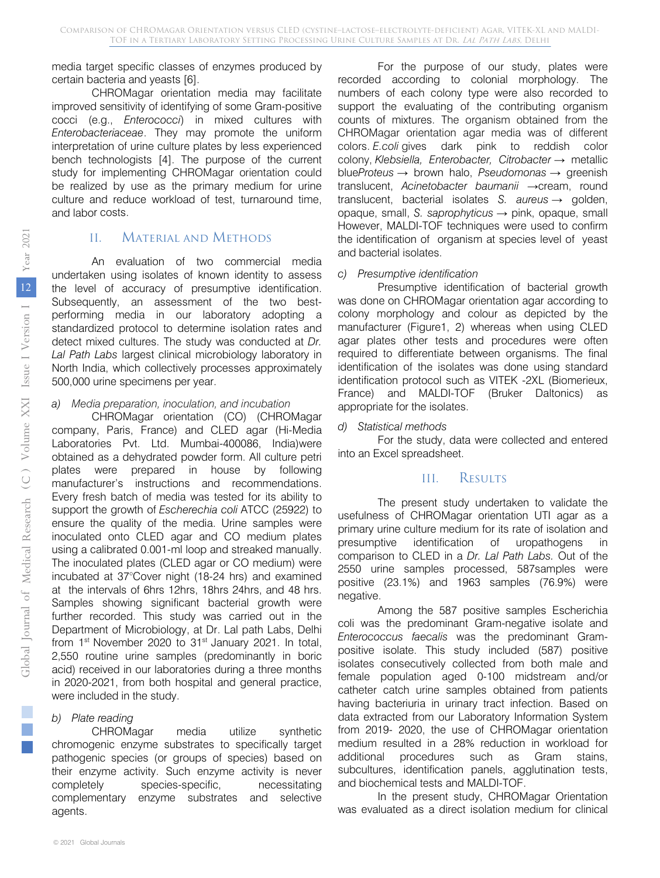media target specific classes of enzymes produced by certain bacteria and yeasts [6].

CHROMagar orientation media may facilitate improved sensitivity of identifying of some Gram-positive cocci (e.g., *Enterococci*) in mixed cultures with *Enterobacteriaceae*. They may promote the uniform interpretation of urine culture plates by less experienced bench technologists [4]. The purpose of the current study for implementing CHROMagar orientation could be realized by use as the primary medium for urine culture and reduce workload of test, turnaround time, and labor costs.

## II. Material and Methods

An evaluation of two commercial media undertaken using isolates of known identity to assess the level of accuracy of presumptive identification. Subsequently, an assessment of the two best-performing media in our laboratory adopting a standardized protocol to determine isolation rates and detect mixed cultures. The study was conducted at *Dr. Lal Path Labs* largest clinical microbiology laboratory in North India, which collectively processes approximately 500,000 urine specimens per year.

*a) Media preparation, inoculation, and incubation*

CHROMagar orientation (CO) (CHROMagar company, Paris, France) and CLED agar (Hi-Media Laboratories Pvt. Ltd. Mumbai-400086, India)were obtained as a dehydrated powder form. All culture petri plates were prepared in house by following manufacturer's instructions and recommendations. Every fresh batch of media was tested for its ability to support the growth of *Escherechia coli* ATCC (25922) to ensure the quality of the media. Urine samples were inoculated onto CLED agar and CO medium plates using a calibrated 0.001-ml loop and streaked manually. The inoculated plates (CLED agar or CO medium) were incubated at 37°Cover night (18-24 hrs) and examined at the intervals of 6hrs 12hrs, 18hrs 24hrs, and 48 hrs. Samples showing significant bacterial growth were further recorded. This study was carried out in the Department of Microbiology, at Dr. Lal path Labs, Delhi from 1st November 2020 to 31st January 2021. In total, 2,550 routine urine samples (predominantly in boric acid) received in our laboratories during a three months in 2020-2021, from both hospital and general practice, were included in the study.

*b) Plate reading*

CHROMagar media utilize synthetic chromogenic enzyme substrates to specifically target pathogenic species (or groups of species) based on their enzyme activity. Such enzyme activity is never completely species-specific, necessitating complementary enzyme substrates and selective agents.

For the purpose of our study, plates were recorded according to colonial morphology. The numbers of each colony type were also recorded to support the evaluating of the contributing organism counts of mixtures. The organism obtained from the CHROMagar orientation agar media was of different colors. *E.coli* gives dark pink to reddish color colony, *Klebsiella, Enterobacter, Citrobacter* → metallic blue*Proteus* → brown halo, *Pseudomonas* → greenish translucent, *Acinetobacter baumanii* →cream, round translucent, bacterial isolates *S. aureus* → golden, opaque, small, *S. saprophyticus* → pink, opaque, small However, MALDI-TOF techniques were used to confirm the identification of organism at species level of yeast and bacterial isolates.

*c) Presumptive identification*

Presumptive identification of bacterial growth was done on CHROMagar orientation agar according to colony morphology and colour as depicted by the manufacturer (Figure1, 2) whereas when using CLED agar plates other tests and procedures were often required to differentiate between organisms. The final identification of the isolates was done using standard identification protocol such as VITEK -2XL (Biomerieux, France) and MALDI-TOF (Bruker Daltonics) as appropriate for the isolates.

*d) Statistical methods*

For the study, data were collected and entered into an Excel spreadsheet.

## III. Results

The present study undertaken to validate the usefulness of CHROMagar orientation UTI agar as a primary urine culture medium for its rate of isolation and presumptive identification of uropathogens in comparison to CLED in a *Dr. Lal Path Labs.* Out of the 2550 urine samples processed, 587samples were positive (23.1%) and 1963 samples (76.9%) were negative.

Among the 587 positive samples Escherichia coli was the predominant Gram-negative isolate and *Enterococcus faecalis* was the predominant Gram-positive isolate. This study included (587) positive isolates consecutively collected from both male and female population aged 0-100 midstream and/or catheter catch urine samples obtained from patients having bacteriuria in urinary tract infection. Based on data extracted from our Laboratory Information System from 2019- 2020, the use of CHROMagar orientation medium resulted in a 28% reduction in workload for additional procedures such as Gram stains, subcultures, identification panels, agglutination tests, and biochemical tests and MALDI-TOF.

In the present study, CHROMagar Orientation was evaluated as a direct isolation medium for clinical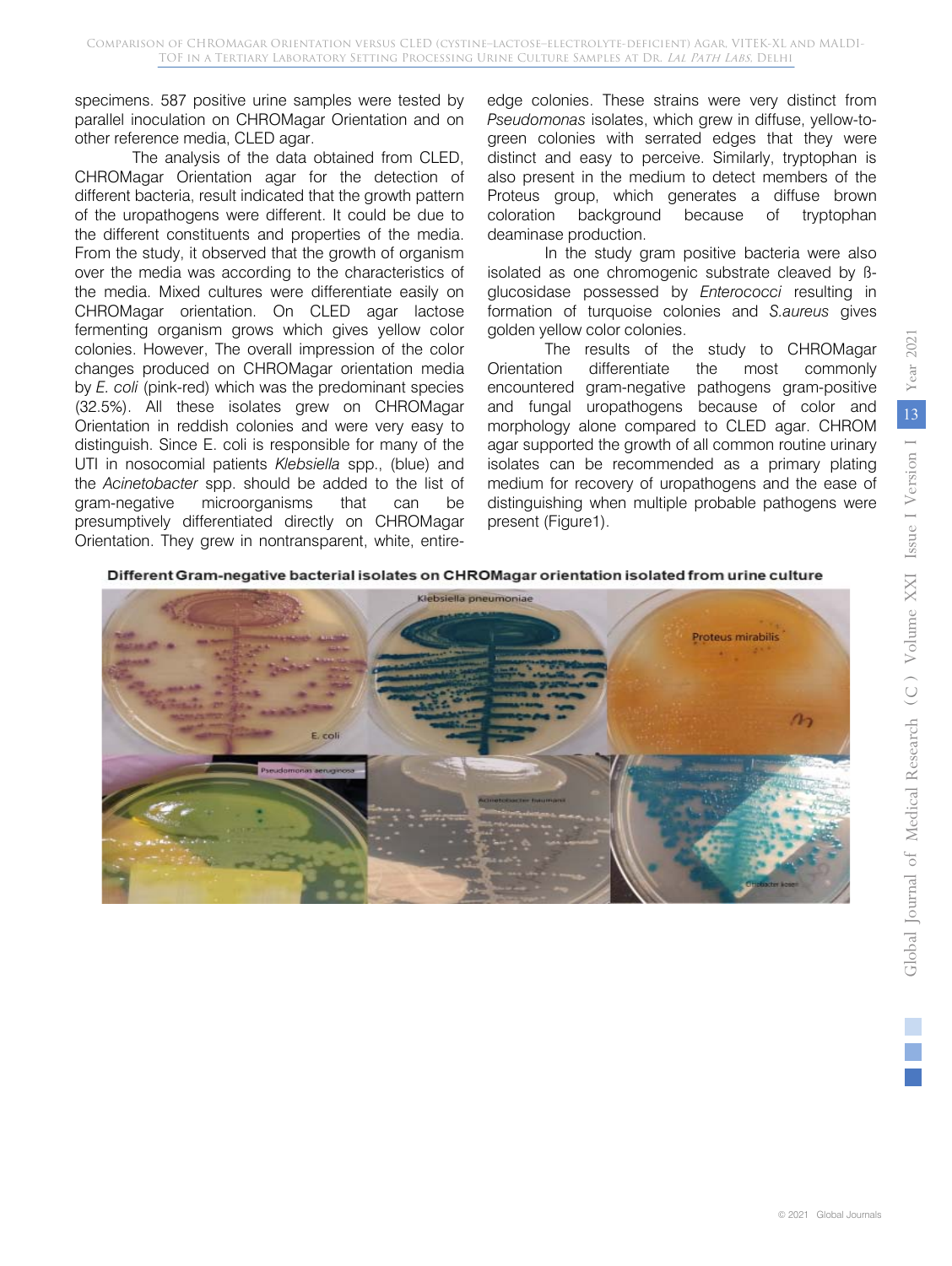specimens. 587 positive urine samples were tested by parallel inoculation on CHROMagar Orientation and on other reference media, CLED agar.

The analysis of the data obtained from CLED, CHROMagar Orientation agar for the detection of different bacteria, result indicated that the growth pattern of the uropathogens were different. It could be due to the different constituents and properties of the media. From the study, it observed that the growth of organism over the media was according to the characteristics of the media. Mixed cultures were differentiate easily on CHROMagar orientation. On CLED agar lactose fermenting organism grows which gives yellow color colonies. However, The overall impression of the color changes produced on CHROMagar orientation media by *E. coli* (pink-red) which was the predominant species (32.5%). All these isolates grew on CHROMagar Orientation in reddish colonies and were very easy to distinguish. Since E. coli is responsible for many of the UTI in nosocomial patients *Klebsiella* spp., (blue) and the *Acinetobacter* spp. should be added to the list of gram-negative microorganisms that can be presumptively differentiated directly on CHROMagar Orientation. They grew in nontransparent, white, entire-edge colonies. These strains were very distinct from *Pseudomonas* isolates, which grew in diffuse, yellow-to-green colonies with serrated edges that they were distinct and easy to perceive. Similarly, tryptophan is also present in the medium to detect members of the Proteus group, which generates a diffuse brown coloration background because of tryptophan deaminase production.

In the study gram positive bacteria were also isolated as one chromogenic substrate cleaved by ß-glucosidase possessed by *Enterococci* resulting in formation of turquoise colonies and *S.aureus* gives golden yellow color colonies.

The results of the study to CHROMagar Orientation differentiate the most commonly encountered gram-negative pathogens gram-positive and fungal uropathogens because of color and morphology alone compared to CLED agar. CHROM agar supported the growth of all common routine urinary isolates can be recommended as a primary plating medium for recovery of uropathogens and the ease of distinguishing when multiple probable pathogens were present (Figure1).

**Different Gram-negative bacterial isolates on CHROMagar orientation isolated from urine culture**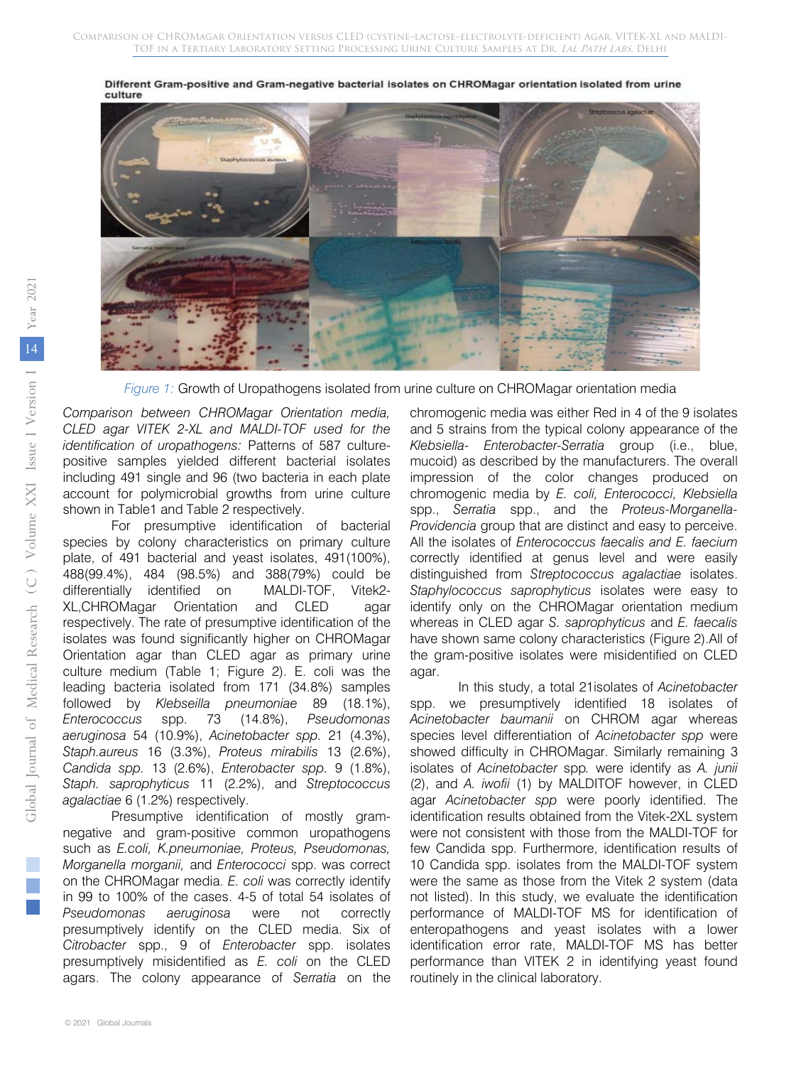Different Gram-positive and Gram-negative bacterial isolates on CHROMagar orientation isolated from urine culture

*Figure 1:* Growth of Uropathogens isolated from urine culture on CHROMagar orientation media

*Comparison between CHROMagar Orientation media, CLED agar VITEK 2-XL and MALDI-TOF used for the identification of uropathogens:* Patterns of 587 culture-positive samples yielded different bacterial isolates including 491 single and 96 (two bacteria in each plate account for polymicrobial growths from urine culture shown in Table1 and Table 2 respectively.

For presumptive identification of bacterial species by colony characteristics on primary culture plate, of 491 bacterial and yeast isolates, 491(100%), 488(99.4%), 484 (98.5%) and 388(79%) could be differentially identified on MALDI-TOF, Vitek2-XL,CHROMagar Orientation and CLED agar respectively. The rate of presumptive identification of the isolates was found significantly higher on CHROMagar Orientation agar than CLED agar as primary urine culture medium (Table 1; Figure 2). E. coli was the leading bacteria isolated from 171 (34.8%) samples followed by *Klebseilla pneumoniae* 89 (18.1%), *Enterococcus* spp. 73 (14.8%), *Pseudomonas aeruginosa* 54 (10.9%), *Acinetobacter spp.* 21 (4.3%), *Staph.aureus* 16 (3.3%), *Proteus mirabilis* 13 (2.6%), *Candida spp.* 13 (2.6%), *Enterobacter spp.* 9 (1.8%), *Staph. saprophyticus* 11 (2.2%), and *Streptococcus agalactiae* 6 (1.2%) respectively.

Presumptive identification of mostly gram-negative and gram-positive common uropathogens such as *E.coli, K.pneumoniae, Proteus, Pseudomonas, Morganella morgani,* and *Enterococci* spp. was correct on the CHROMagar media. *E. coli* was correctly identify in 99 to 100% of the cases. 4-5 of total 54 isolates of *Pseudomonas aeruginosa* were not correctly presumptively identify on the CLED media. Six of *Citrobacter* spp., 9 of *Enterobacter* spp. isolates presumptively misidentified as *E. coli* on the CLED agars. The colony appearance of *Serratia* on the chromogenic media was either Red in 4 of the 9 isolates and 5 strains from the typical colony appearance of the *Klebsiella- Enterobacter-Serratia* group (i.e., blue, mucoid) as described by the manufacturers. The overall impression of the color changes produced on chromogenic media by *E. coli, Enterococci, Klebsiella* spp., *Serratia* spp., and the *Proteus-Morganella-Providencia* group that are distinct and easy to perceive. All the isolates of *Enterococcus faecalis and E. faecium* correctly identified at genus level and were easily distinguished from *Streptococcus agalactiae* isolates. *Staphylococcus saprophyticus* isolates were easy to identify only on the CHROMagar orientation medium whereas in CLED agar *S. saprophyticus* and *E. faecalis* have shown same colony characteristics (Figure 2).All of the gram-positive isolates were misidentified on CLED agar.

In this study, a total 21isolates of *Acinetobacter* spp. we presumptively identified 18 isolates of *Acinetobacter baumanii* on CHROM agar whereas species level differentiation of *Acinetobacter spp* were showed difficulty in CHROMagar. Similarly remaining 3 isolates of *Acinetobacter* spp. were identify as *A. junii* (2), and *A. iwofii* (1) by MALDITOF however, in CLED agar *Acinetobacter spp* were poorly identified. The identification results obtained from the Vitek-2XL system were not consistent with those from the MALDI-TOF for few Candida spp. Furthermore, identification results of 10 Candida spp. isolates from the MALDI-TOF system were the same as those from the Vitek 2 system (data not listed). In this study, we evaluate the identification performance of MALDI-TOF MS for identification of enteropathogens and yeast isolates with a lower identification error rate, MALDI-TOF MS has better performance than VITEK 2 in identifying yeast found routinely in the clinical laboratory.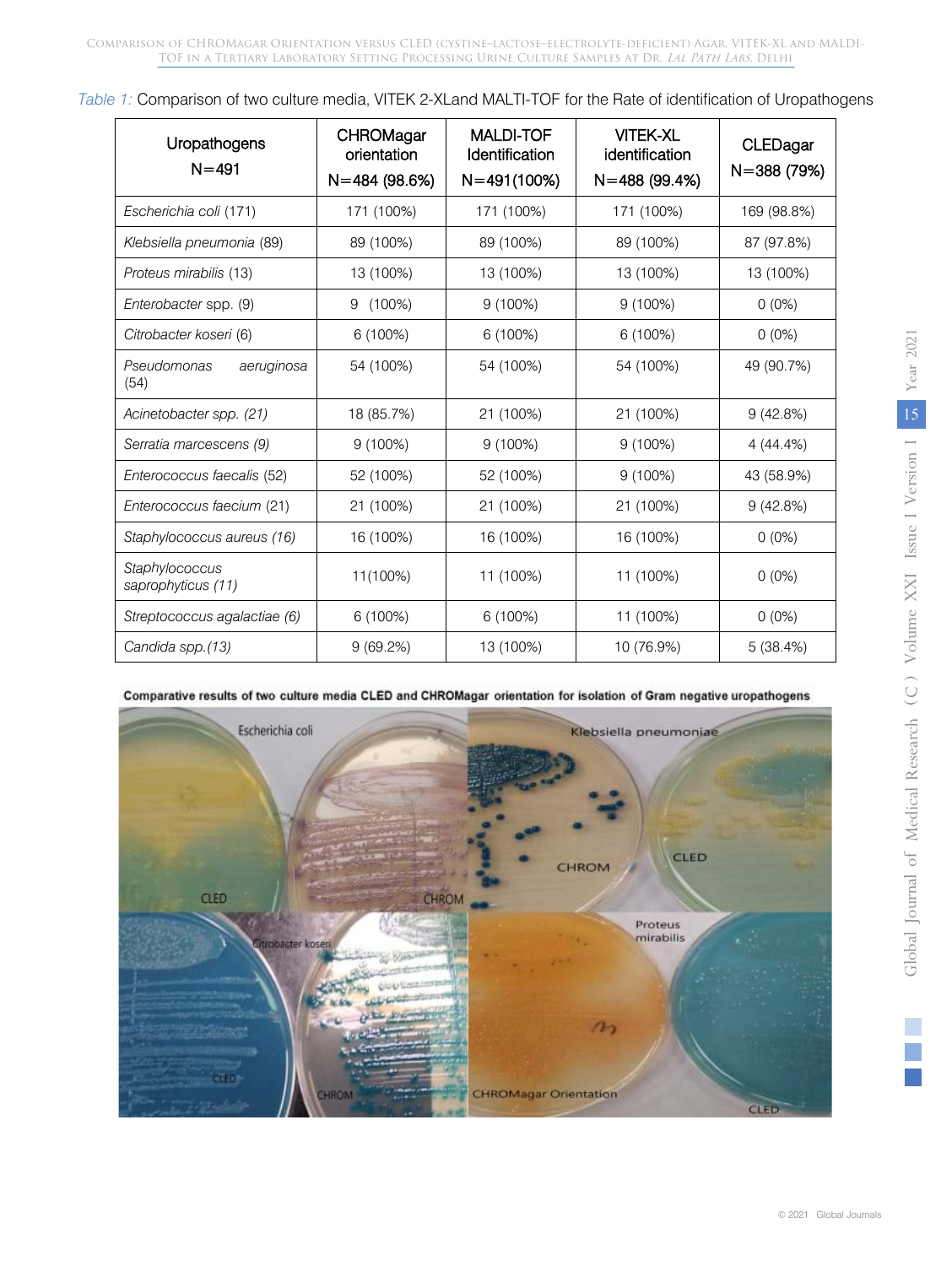*Table 1:* Comparison of two culture media, VITEK 2-XLand MALTI-TOF for the Rate of identification of Uropathogens

| Uropathogens N=491 | CHROMagar orientation N=484 (98.6%) | MALDI-TOF Identification N=491(100%) | VITEK-XL identification N=488 (99.4%) | CLEDagar N=388 (79%) |
|---|---|---|---|---|
| *Escherichia coli* (171) | 171 (100%) | 171 (100%) | 171 (100%) | 169 (98.8%) |
| *Klebsiella pneumonia* (89) | 89 (100%) | 89 (100%) | 89 (100%) | 87 (97.8%) |
| *Proteus mirabilis* (13) | 13 (100%) | 13 (100%) | 13 (100%) | 13 (100%) |
| *Enterobacter* spp. (9) | 9 (100%) | 9 (100%) | 9 (100%) | 0 (0%) |
| *Citrobacter koseri* (6) | 6 (100%) | 6 (100%) | 6 (100%) | 0 (0%) |
| *Pseudomonas aeruginosa* (54) | 54 (100%) | 54 (100%) | 54 (100%) | 49 (90.7%) |
| *Acinetobacter spp. (21)* | 18 (85.7%) | 21 (100%) | 21 (100%) | 9 (42.8%) |
| *Serratia marcescens (9)* | 9 (100%) | 9 (100%) | 9 (100%) | 4 (44.4%) |
| *Enterococcus faecalis* (52) | 52 (100%) | 52 (100%) | 9 (100%) | 43 (58.9%) |
| *Enterococcus faecium* (21) | 21 (100%) | 21 (100%) | 21 (100%) | 9 (42.8%) |
| *Staphylococcus aureus (16)* | 16 (100%) | 16 (100%) | 16 (100%) | 0 (0%) |
| *Staphylococcus saprophyticus (11)* | 11(100%) | 11 (100%) | 11 (100%) | 0 (0%) |
| *Streptococcus agalactiae (6)* | 6 (100%) | 6 (100%) | 11 (100%) | 0 (0%) |
| *Candida spp.(13)* | 9 (69.2%) | 13 (100%) | 10 (76.9%) | 5 (38.4%) |

**Comparative results of two culture media CLED and CHROMagar orientation for isolation of Gram negative uropathogens**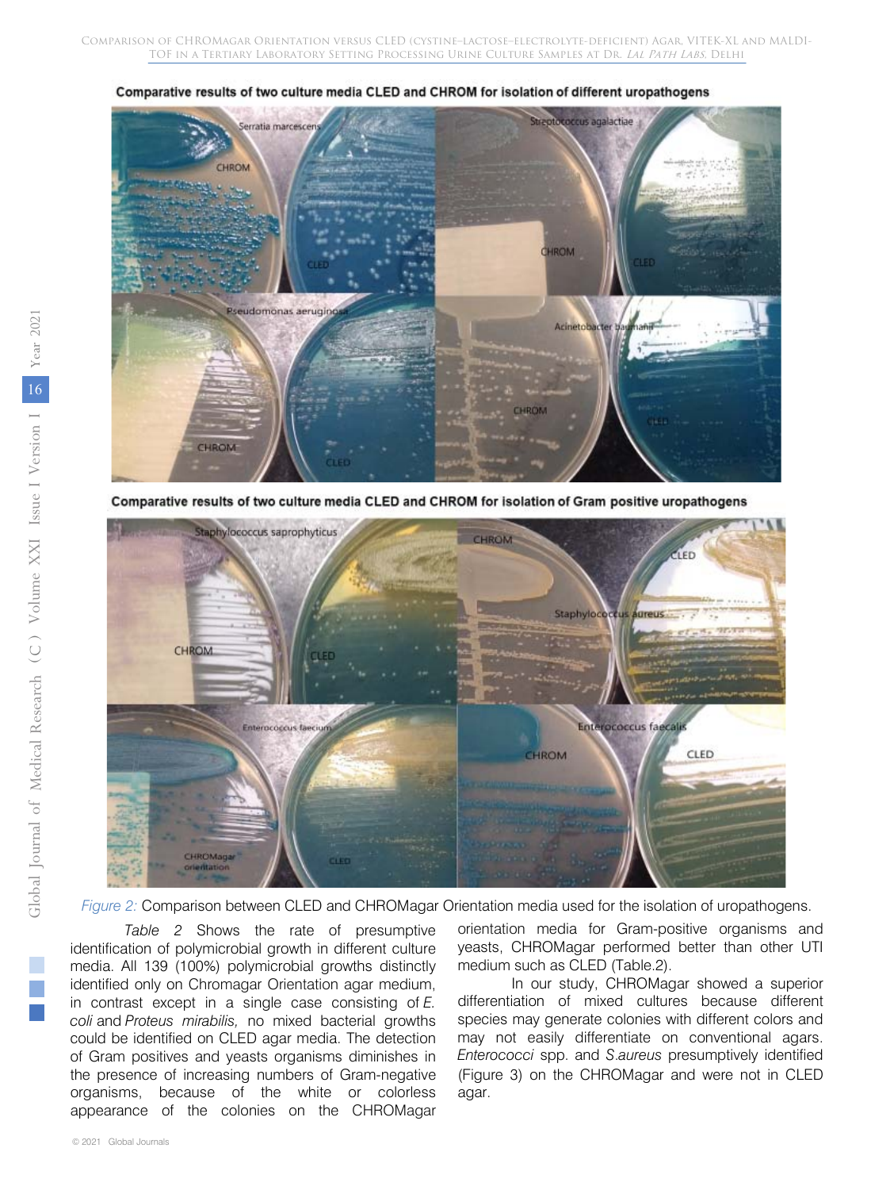Comparative results of two culture media CLED and CHROM for isolation of different uropathogens

Comparative results of two culture media CLED and CHROM for isolation of Gram positive uropathogens

*Figure 2:* Comparison between CLED and CHROMagar Orientation media used for the isolation of uropathogens.

*Table 2* Shows the rate of presumptive identification of polymicrobial growth in different culture media. All 139 (100%) polymicrobial growths distinctly identified only on Chromagar Orientation agar medium, in contrast except in a single case consisting of *E. coli* and *Proteus mirabilis,* no mixed bacterial growths could be identified on CLED agar media. The detection of Gram positives and yeasts organisms diminishes in the presence of increasing numbers of Gram-negative organisms, because of the white or colorless appearance of the colonies on the CHROMagar orientation media for Gram-positive organisms and yeasts, CHROMagar performed better than other UTI medium such as CLED (Table.2).

In our study, CHROMagar showed a superior differentiation of mixed cultures because different species may generate colonies with different colors and may not easily differentiate on conventional agars. *Enterococci* spp. and *S.aureus* presumptively identified (Figure 3) on the CHROMagar and were not in CLED agar.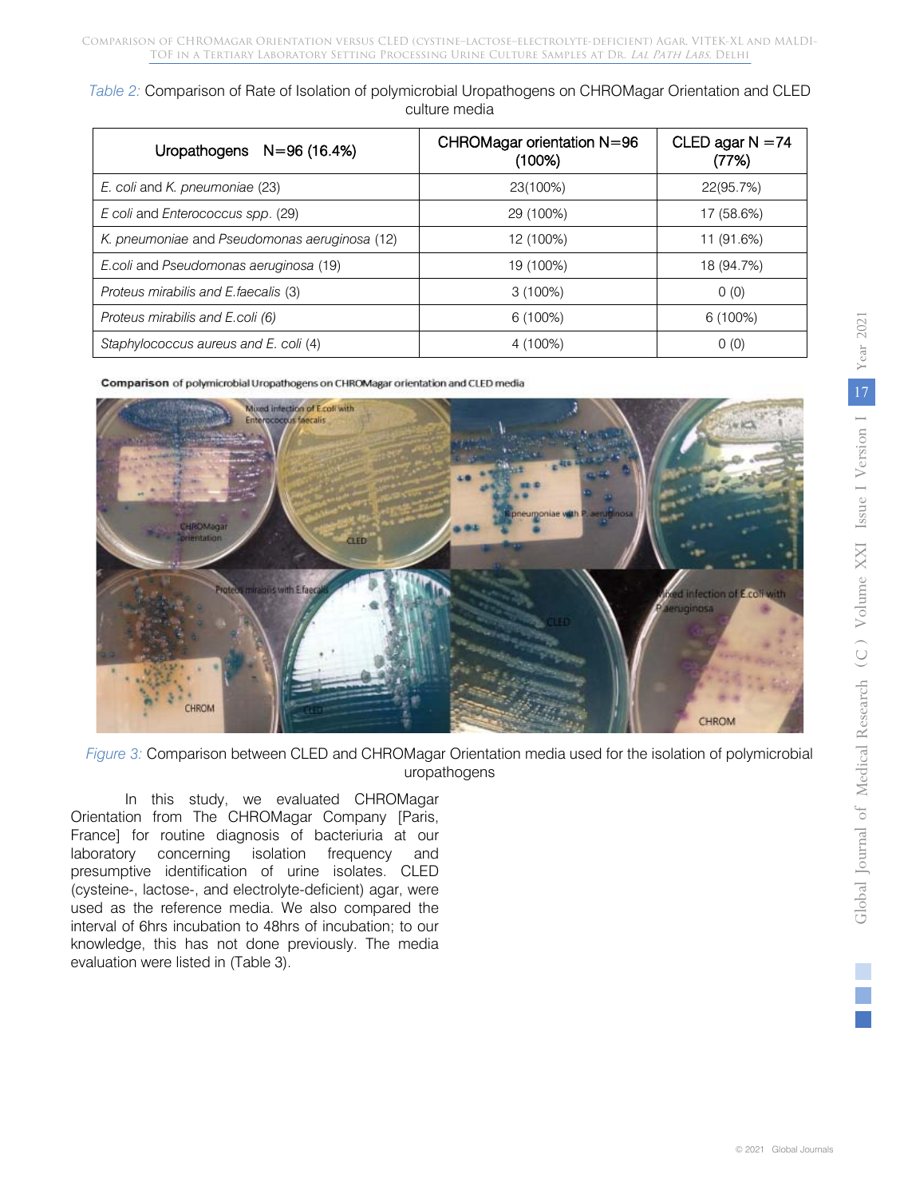*Table 2:* Comparison of Rate of Isolation of polymicrobial Uropathogens on CHROMagar Orientation and CLED culture media

| Uropathogens N=96 (16.4%) | CHROMagar orientation N=96 (100%) | CLED agar N =74 (77%) |
|---|---|---|
| *E. coli* and *K. pneumoniae* (23) | 23(100%) | 22(95.7%) |
| *E coli* and *Enterococcus spp*. (29) | 29 (100%) | 17 (58.6%) |
| *K. pneumoniae* and *Pseudomonas aeruginosa* (12) | 12 (100%) | 11 (91.6%) |
| *E.coli* and *Pseudomonas aeruginosa* (19) | 19 (100%) | 18 (94.7%) |
| *Proteus mirabilis and E.faecalis* (3) | 3 (100%) | 0 (0) |
| *Proteus mirabilis and E.coli (6)* | 6 (100%) | 6 (100%) |
| *Staphylococcus aureus and E. coli* (4) | 4 (100%) | 0 (0) |

*Figure 3:* Comparison between CLED and CHROMagar Orientation media used for the isolation of polymicrobial uropathogens

In this study, we evaluated CHROMagar Orientation from The CHROMagar Company [Paris, France] for routine diagnosis of bacteriuria at our laboratory concerning isolation frequency and presumptive identification of urine isolates. CLED (cysteine-, lactose-, and electrolyte-deficient) agar, were used as the reference media. We also compared the interval of 6hrs incubation to 48hrs of incubation; to our knowledge, this has not done previously. The media evaluation were listed in (Table 3).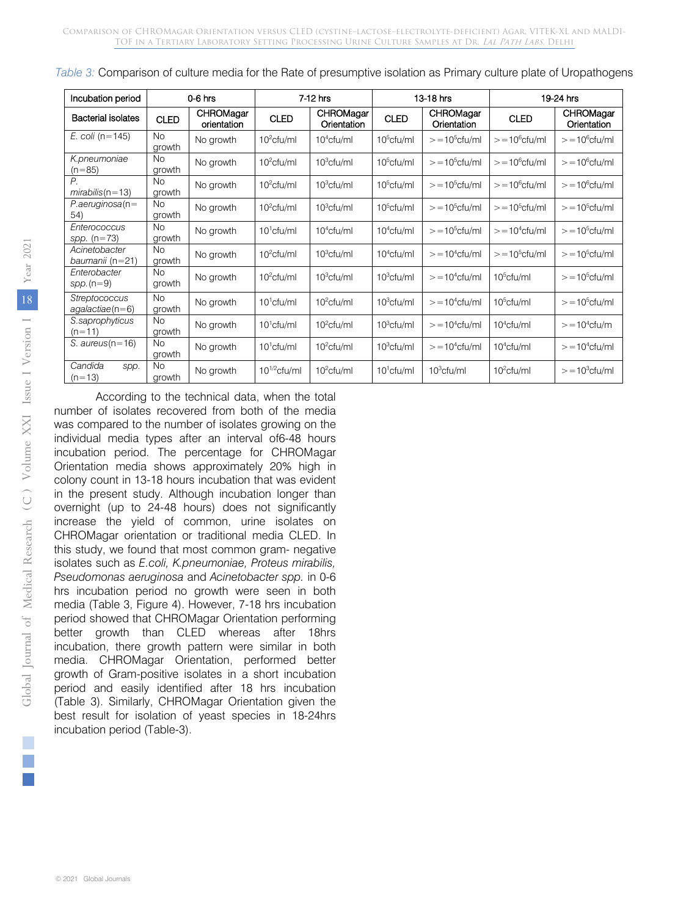*Table 3:* Comparison of culture media for the Rate of presumptive isolation as Primary culture plate of Uropathogens

| Incubation period | 0-6 hrs | | 7-12 hrs | | 13-18 hrs | | 19-24 hrs | |
|---|---|---|---|---|---|---|---|---|
| Bacterial isolates | CLED | CHROMagar orientation | CLED | CHROMagar Orientation | CLED | CHROMagar Orientation | CLED | CHROMagar Orientation |
| *E. coli* (n=145) | No growth | No growth | $10^2$cfu/ml | $10^4$cfu/ml | $10^5$cfu/ml | >=$10^5$cfu/ml | >=$10^6$cfu/ml | >=$10^6$cfu/ml |
| *K.pneumoniae* (n=85) | No growth | No growth | $10^2$cfu/ml | $10^3$cfu/ml | $10^5$cfu/ml | >=$10^5$cfu/ml | >=$10^6$cfu/ml | >=$10^6$cfu/ml |
| *P. mirabilis*(n=13) | No growth | No growth | $10^2$cfu/ml | $10^3$cfu/ml | $10^5$cfu/ml | >=$10^5$cfu/ml | >=$10^6$cfu/ml | >=$10^6$cfu/ml |
| *P.aeruginosa*(n=54) | No growth | No growth | $10^2$cfu/ml | $10^3$cfu/ml | $10^5$cfu/ml | >=$10^5$cfu/ml | >=$10^5$cfu/ml | >=$10^5$cfu/ml |
| *Enterococcus spp.* (n=73) | No growth | No growth | $10^1$cfu/ml | $10^4$cfu/ml | $10^4$cfu/ml | >=$10^5$cfu/ml | >=$10^4$cfu/ml | >=$10^5$cfu/ml |
| *Acinetobacter baumanii* (n=21) | No growth | No growth | $10^2$cfu/ml | $10^3$cfu/ml | $10^4$cfu/ml | >=$10^4$cfu/ml | >=$10^5$cfu/ml | >=$10^5$cfu/ml |
| *Enterobacter spp.*(n=9) | No growth | No growth | $10^2$cfu/ml | $10^3$cfu/ml | $10^3$cfu/ml | >=$10^4$cfu/ml | $10^5$cfu/ml | >=$10^5$cfu/ml |
| *Streptococcus agalactiae*(n=6) | No growth | No growth | $10^1$cfu/ml | $10^2$cfu/ml | $10^3$cfu/ml | >=$10^4$cfu/ml | $10^5$cfu/ml | >=$10^5$cfu/ml |
| *S.saprophyticus* (n=11) | No growth | No growth | $10^1$cfu/ml | $10^2$cfu/ml | $10^3$cfu/ml | >=$10^4$cfu/ml | $10^4$cfu/ml | >=$10^4$cfu/m |
| *S. aureus*(n=16) | No growth | No growth | $10^1$cfu/ml | $10^2$cfu/ml | $10^3$cfu/ml | >=$10^4$cfu/ml | $10^4$cfu/ml | >=$10^4$cfu/ml |
| *Candida spp.* (n=13) | No growth | No growth | $10^{1/2}$cfu/ml | $10^2$cfu/ml | $10^1$cfu/ml | $10^3$cfu/ml | $10^2$cfu/ml | >=$10^3$cfu/ml |

According to the technical data, when the total number of isolates recovered from both of the media was compared to the number of isolates growing on the individual media types after an interval of6-48 hours incubation period. The percentage for CHROMagar Orientation media shows approximately 20% high in colony count in 13-18 hours incubation that was evident in the present study. Although incubation longer than overnight (up to 24-48 hours) does not significantly increase the yield of common, urine isolates on CHROMagar orientation or traditional media CLED. In this study, we found that most common gram- negative isolates such as *E.coli, K.pneumoniae, Proteus mirabilis, Pseudomonas aeruginosa* and *Acinetobacter spp.* in 0-6 hrs incubation period no growth were seen in both media (Table 3, Figure 4). However, 7-18 hrs incubation period showed that CHROMagar Orientation performing better growth than CLED whereas after 18hrs incubation, there growth pattern were similar in both media. CHROMagar Orientation, performed better growth of Gram-positive isolates in a short incubation period and easily identified after 18 hrs incubation (Table 3). Similarly, CHROMagar Orientation given the best result for isolation of yeast species in 18-24hrs incubation period (Table-3).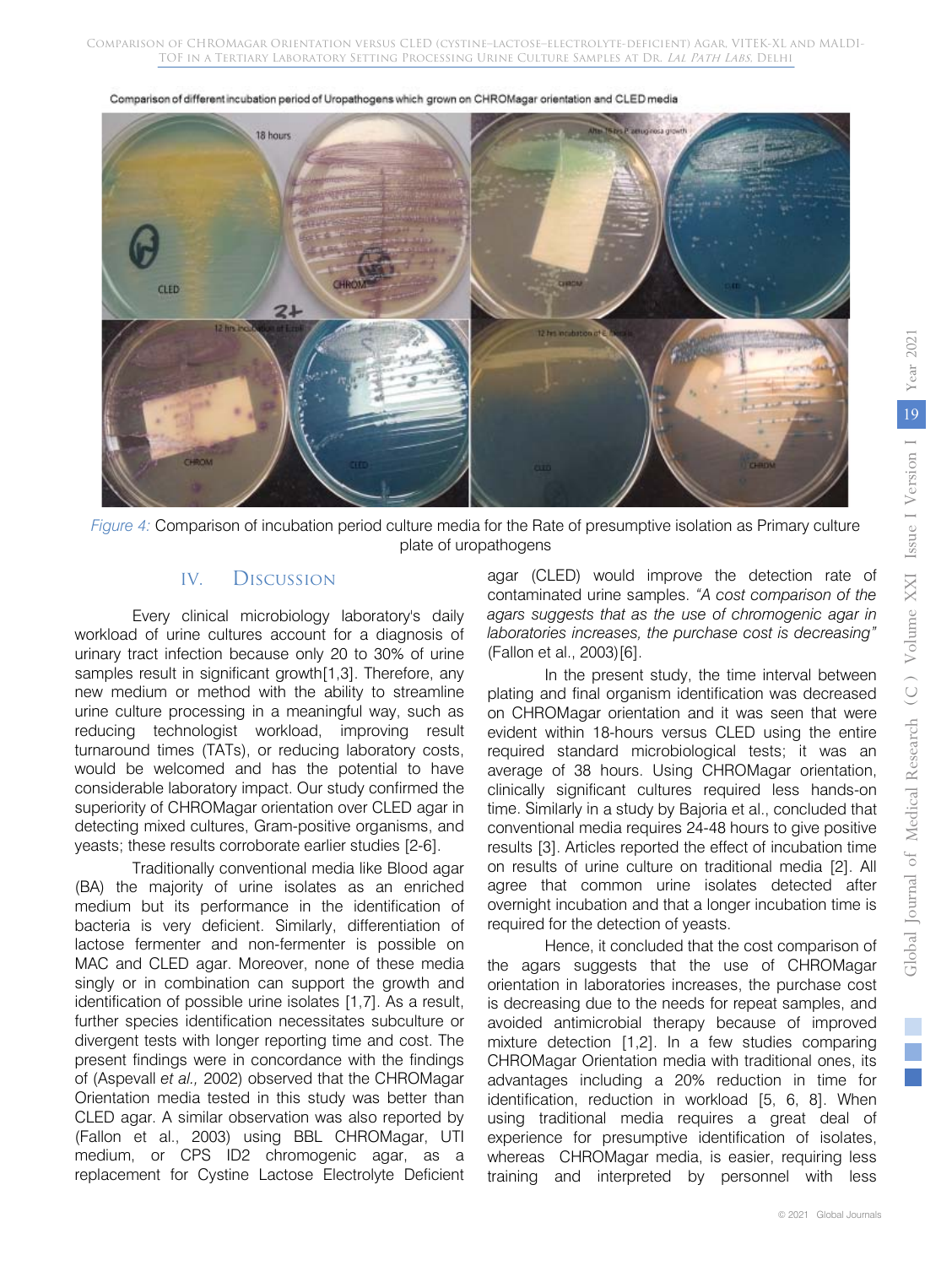Comparison of different incubation period of Uropathogens which grown on CHROMagar orientation and CLED media

*Figure 4:* Comparison of incubation period culture media for the Rate of presumptive isolation as Primary culture plate of uropathogens

## IV. Discussion

Every clinical microbiology laboratory's daily workload of urine cultures account for a diagnosis of urinary tract infection because only 20 to 30% of urine samples result in significant growth[1,3]. Therefore, any new medium or method with the ability to streamline urine culture processing in a meaningful way, such as reducing technologist workload, improving result turnaround times (TATs), or reducing laboratory costs, would be welcomed and has the potential to have considerable laboratory impact. Our study confirmed the superiority of CHROMagar orientation over CLED agar in detecting mixed cultures, Gram-positive organisms, and yeasts; these results corroborate earlier studies [2-6].

Traditionally conventional media like Blood agar (BA) the majority of urine isolates as an enriched medium but its performance in the identification of bacteria is very deficient. Similarly, differentiation of lactose fermenter and non-fermenter is possible on MAC and CLED agar. Moreover, none of these media singly or in combination can support the growth and identification of possible urine isolates [1,7]. As a result, further species identification necessitates subculture or divergent tests with longer reporting time and cost. The present findings were in concordance with the findings of (Aspevall *et al.,* 2002) observed that the CHROMagar Orientation media tested in this study was better than CLED agar. A similar observation was also reported by (Fallon et al., 2003) using BBL CHROMagar, UTI medium, or CPS ID2 chromogenic agar, as a replacement for Cystine Lactose Electrolyte Deficient agar (CLED) would improve the detection rate of contaminated urine samples. *"A cost comparison of the agars suggests that as the use of chromogenic agar in laboratories increases, the purchase cost is decreasing"* (Fallon et al., 2003)[6].

In the present study, the time interval between plating and final organism identification was decreased on CHROMagar orientation and it was seen that were evident within 18-hours versus CLED using the entire required standard microbiological tests; it was an average of 38 hours. Using CHROMagar orientation, clinically significant cultures required less hands-on time. Similarly in a study by Bajoria et al., concluded that conventional media requires 24-48 hours to give positive results [3]. Articles reported the effect of incubation time on results of urine culture on traditional media [2]. All agree that common urine isolates detected after overnight incubation and that a longer incubation time is required for the detection of yeasts.

Hence, it concluded that the cost comparison of the agars suggests that the use of CHROMagar orientation in laboratories increases, the purchase cost is decreasing due to the needs for repeat samples, and avoided antimicrobial therapy because of improved mixture detection [1,2]. In a few studies comparing CHROMagar Orientation media with traditional ones, its advantages including a 20% reduction in time for identification, reduction in workload [5, 6, 8]. When using traditional media requires a great deal of experience for presumptive identification of isolates, whereas CHROMagar media, is easier, requiring less training and interpreted by personnel with less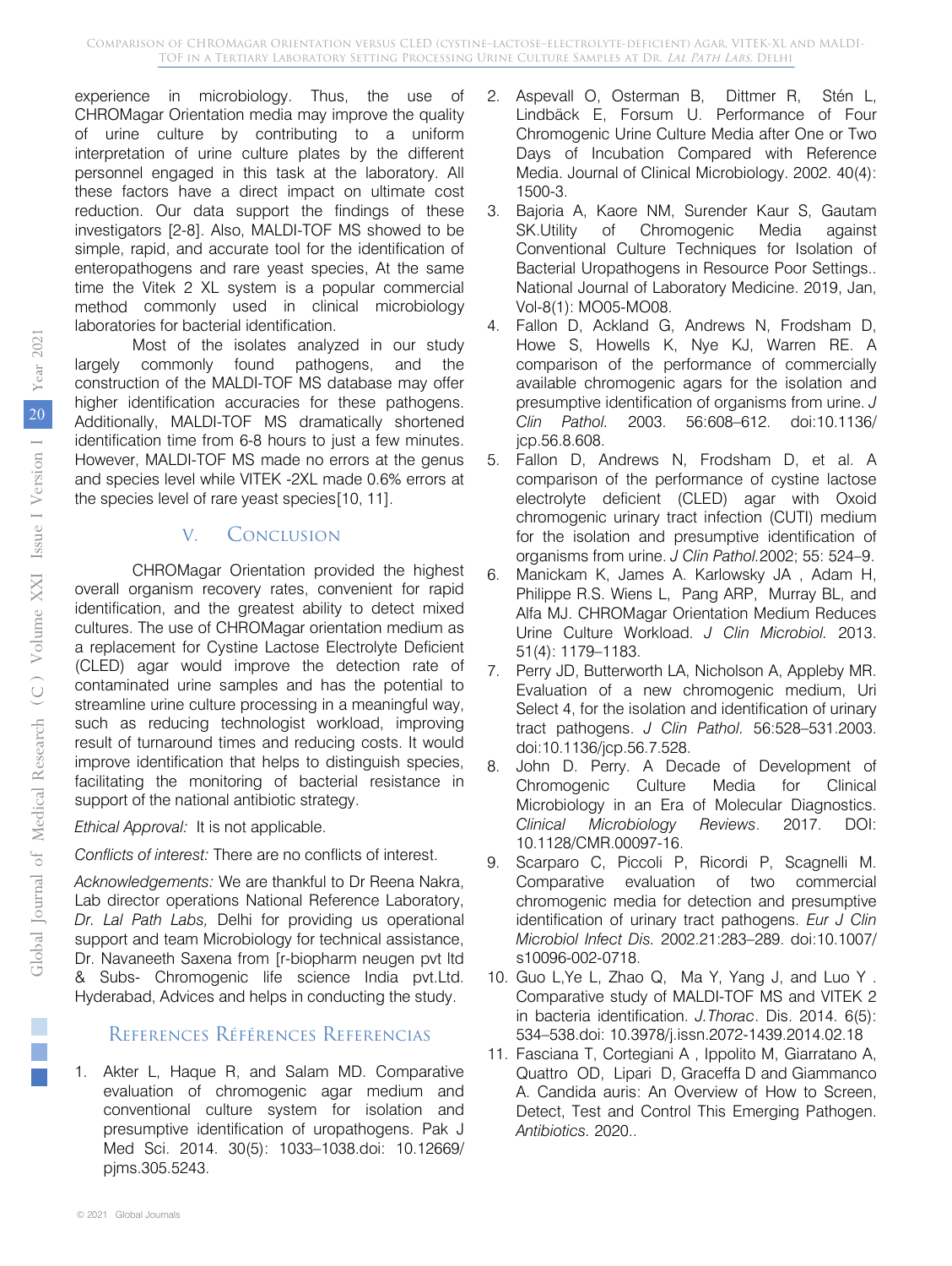experience in microbiology. Thus, the use of CHROMagar Orientation media may improve the quality of urine culture by contributing to a uniform interpretation of urine culture plates by the different personnel engaged in this task at the laboratory. All these factors have a direct impact on ultimate cost reduction. Our data support the findings of these investigators [2-8]. Also, MALDI-TOF MS showed to be simple, rapid, and accurate tool for the identification of enteropathogens and rare yeast species, At the same time the Vitek 2 XL system is a popular commercial method commonly used in clinical microbiology laboratories for bacterial identification.

Most of the isolates analyzed in our study largely commonly found pathogens, and the construction of the MALDI-TOF MS database may offer higher identification accuracies for these pathogens. Additionally, MALDI-TOF MS dramatically shortened identification time from 6-8 hours to just a few minutes. However, MALDI-TOF MS made no errors at the genus and species level while VITEK -2XL made 0.6% errors at the species level of rare yeast species[10, 11].

## V. Conclusion

CHROMagar Orientation provided the highest overall organism recovery rates, convenient for rapid identification, and the greatest ability to detect mixed cultures. The use of CHROMagar orientation medium as a replacement for Cystine Lactose Electrolyte Deficient (CLED) agar would improve the detection rate of contaminated urine samples and has the potential to streamline urine culture processing in a meaningful way, such as reducing technologist workload, improving result of turnaround times and reducing costs. It would improve identification that helps to distinguish species, facilitating the monitoring of bacterial resistance in support of the national antibiotic strategy.

*Ethical Approval:* It is not applicable.

*Conflicts of interest:* There are no conflicts of interest.

*Acknowledgements:* We are thankful to Dr Reena Nakra, Lab director operations National Reference Laboratory, *Dr. Lal Path Labs,* Delhi for providing us operational support and team Microbiology for technical assistance, Dr. Navaneeth Saxena from [r-biopharm neugen pvt ltd & Subs- Chromogenic life science India pvt.Ltd. Hyderabad, Advices and helps in conducting the study.

## References Références Referencias

1. Akter L, Haque R, and Salam MD. Comparative evaluation of chromogenic agar medium and conventional culture system for isolation and presumptive identification of uropathogens. Pak J Med Sci. 2014. 30(5): 1033–1038.doi: 10.12669/pjms.305.5243.
2. Aspevall O, Osterman B, Dittmer R, Stén L, Lindbäck E, Forsum U. Performance of Four Chromogenic Urine Culture Media after One or Two Days of Incubation Compared with Reference Media. Journal of Clinical Microbiology. 2002. 40(4): 1500-3.
3. Bajoria A, Kaore NM, Surender Kaur S, Gautam SK.Utility of Chromogenic Media against Conventional Culture Techniques for Isolation of Bacterial Uropathogens in Resource Poor Settings.. National Journal of Laboratory Medicine. 2019, Jan, Vol-8(1): MO05-MO08.
4. Fallon D, Ackland G, Andrews N, Frodsham D, Howe S, Howells K, Nye KJ, Warren RE. A comparison of the performance of commercially available chromogenic agars for the isolation and presumptive identification of organisms from urine. *J Clin Pathol.* 2003. 56:608–612. doi:10.1136/jcp.56.8.608.
5. Fallon D, Andrews N, Frodsham D, et al. A comparison of the performance of cystine lactose electrolyte deficient (CLED) agar with Oxoid chromogenic urinary tract infection (CUTI) medium for the isolation and presumptive identification of organisms from urine. *J Clin Pathol.*2002; 55: 524–9.
6. Manickam K, James A. Karlowsky JA , Adam H, Philippe R.S. Wiens L, Pang ARP, Murray BL, and Alfa MJ. CHROMagar Orientation Medium Reduces Urine Culture Workload. *J Clin Microbiol.* 2013. 51(4): 1179–1183.
7. Perry JD, Butterworth LA, Nicholson A, Appleby MR. Evaluation of a new chromogenic medium, Uri Select 4, for the isolation and identification of urinary tract pathogens. *J Clin Pathol.* 56:528–531.2003. doi:10.1136/jcp.56.7.528.
8. John D. Perry. A Decade of Development of Chromogenic Culture Media for Clinical Microbiology in an Era of Molecular Diagnostics. *Clinical Microbiology Reviews*. 2017. DOI: 10.1128/CMR.00097-16.
9. Scarparo C, Piccoli P, Ricordi P, Scagnelli M. Comparative evaluation of two commercial chromogenic media for detection and presumptive identification of urinary tract pathogens. *Eur J Clin Microbiol Infect Dis.* 2002.21:283–289. doi:10.1007/s10096-002-0718.
10. Guo L,Ye L, Zhao Q, Ma Y, Yang J, and Luo Y . Comparative study of MALDI-TOF MS and VITEK 2 in bacteria identification. *J.Thorac*. Dis. 2014. 6(5): 534–538.doi: 10.3978/j.issn.2072-1439.2014.02.18
11. Fasciana T, Cortegiani A , Ippolito M, Giarratano A, Quattro OD, Lipari D, Graceffa D and Giammanco A. Candida auris: An Overview of How to Screen, Detect, Test and Control This Emerging Pathogen. *Antibiotics.* 2020..